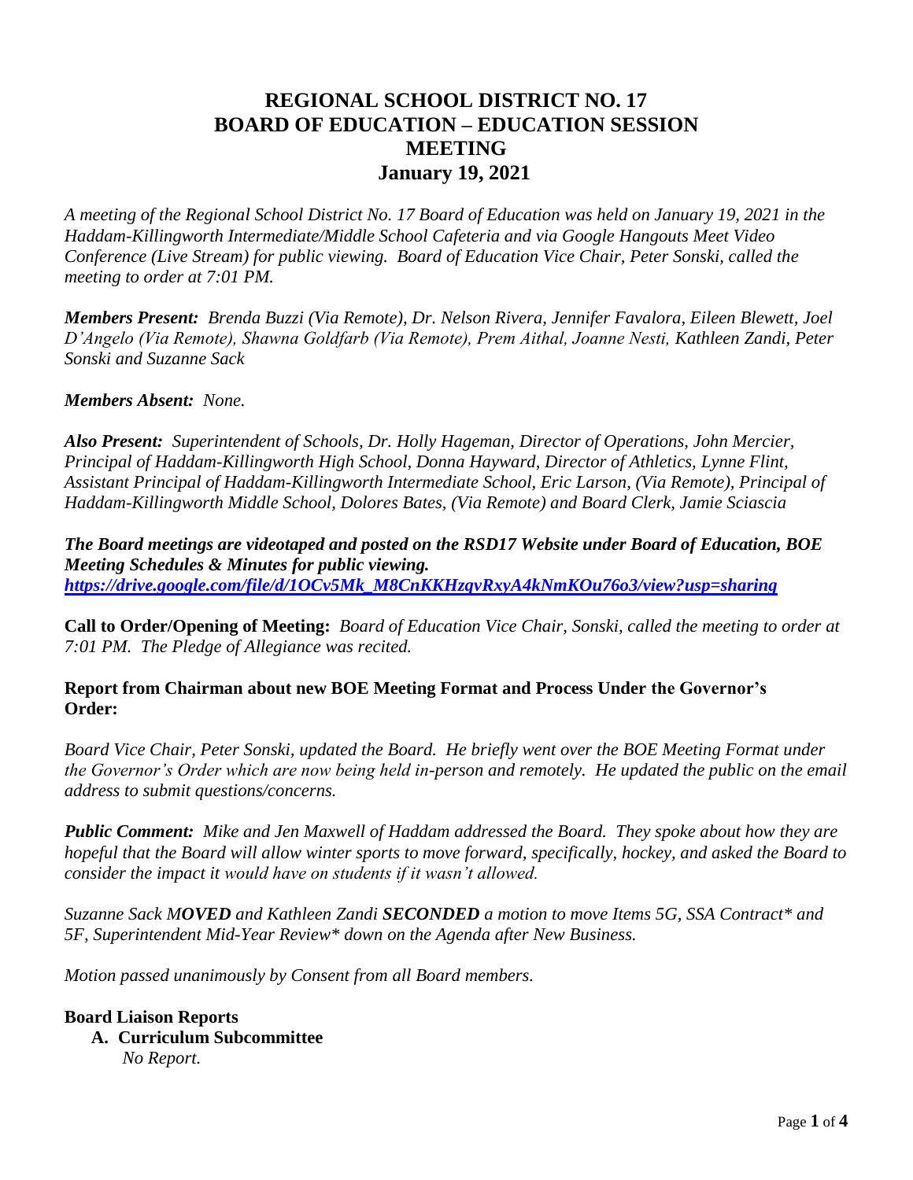# REGIONAL SCHOOL DISTRICT NO. 17
# BOARD OF EDUCATION – EDUCATION SESSION MEETING
# January 19, 2021

*A meeting of the Regional School District No. 17 Board of Education was held on January 19, 2021 in the Haddam-Killingworth Intermediate/Middle School Cafeteria and via Google Hangouts Meet Video Conference (Live Stream) for public viewing. Board of Education Vice Chair, Peter Sonski, called the meeting to order at 7:01 PM.*

***Members Present:*** *Brenda Buzzi (Via Remote), Dr. Nelson Rivera, Jennifer Favalora, Eileen Blewett, Joel D'Angelo (Via Remote), Shawna Goldfarb (Via Remote), Prem Aithal, Joanne Nesti, Kathleen Zandi, Peter Sonski and Suzanne Sack*

***Members Absent:*** *None.*

***Also Present:*** *Superintendent of Schools, Dr. Holly Hageman, Director of Operations, John Mercier, Principal of Haddam-Killingworth High School, Donna Hayward, Director of Athletics, Lynne Flint, Assistant Principal of Haddam-Killingworth Intermediate School, Eric Larson, (Via Remote), Principal of Haddam-Killingworth Middle School, Dolores Bates, (Via Remote) and Board Clerk, Jamie Sciascia*

***The Board meetings are videotaped and posted on the RSD17 Website under Board of Education, BOE Meeting Schedules & Minutes for public viewing.***
***https://drive.google.com/file/d/1OCv5Mk_M8CnKKHzqvRxyA4kNmKOu76o3/view?usp=sharing***

**Call to Order/Opening of Meeting:** *Board of Education Vice Chair, Sonski, called the meeting to order at 7:01 PM. The Pledge of Allegiance was recited.*

**Report from Chairman about new BOE Meeting Format and Process Under the Governor's Order:**

*Board Vice Chair, Peter Sonski, updated the Board. He briefly went over the BOE Meeting Format under the Governor's Order which are now being held in-person and remotely. He updated the public on the email address to submit questions/concerns.*

***Public Comment:*** *Mike and Jen Maxwell of Haddam addressed the Board. They spoke about how they are hopeful that the Board will allow winter sports to move forward, specifically, hockey, and asked the Board to consider the impact it would have on students if it wasn't allowed.*

*Suzanne Sack **MOVED** and Kathleen Zandi **SECONDED** a motion to move Items 5G, SSA Contract* and 5F, Superintendent Mid-Year Review* down on the Agenda after New Business.*

*Motion passed unanimously by Consent from all Board members.*

**Board Liaison Reports**

**A. Curriculum Subcommittee**
*No Report.*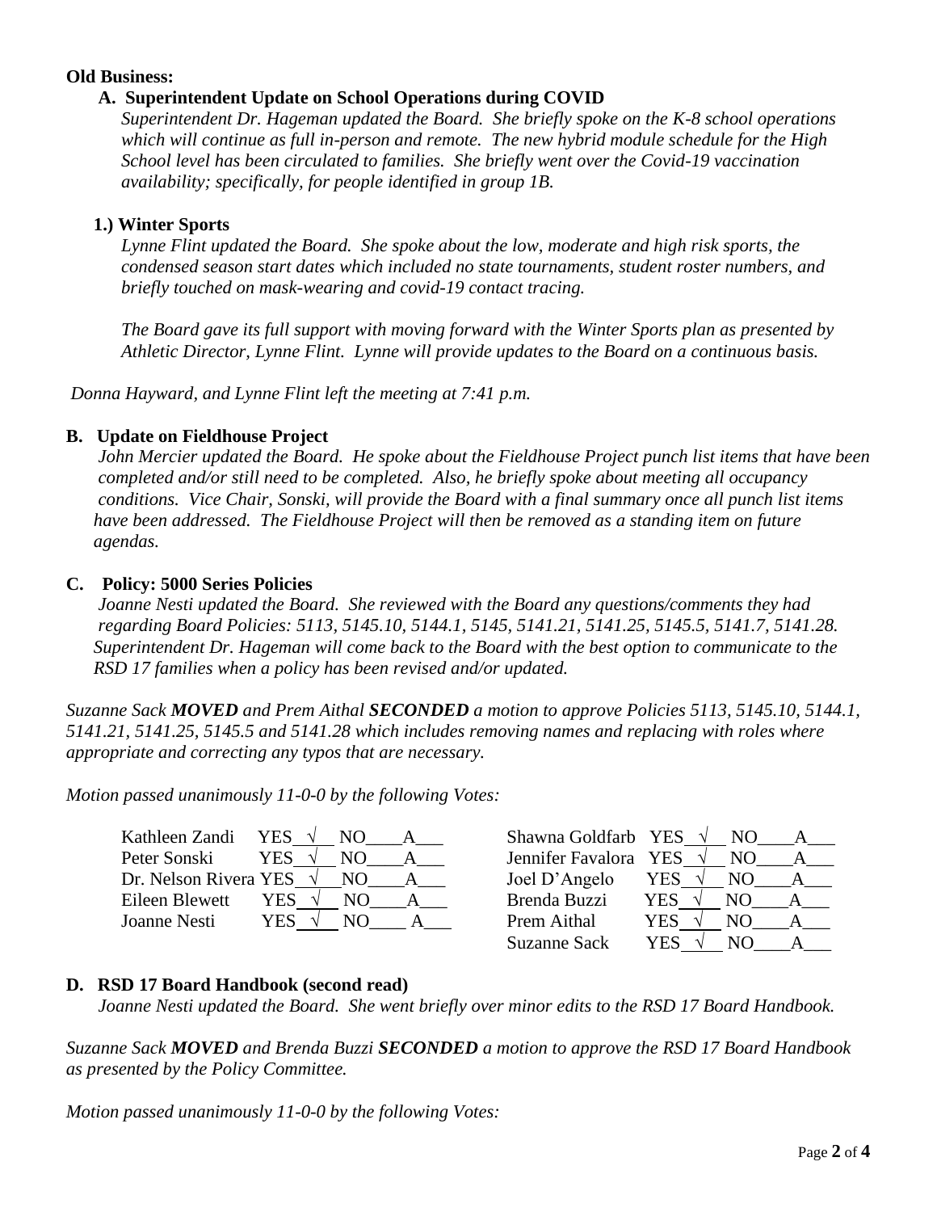**Old Business:**

**A. Superintendent Update on School Operations during COVID**

*Superintendent Dr. Hageman updated the Board. She briefly spoke on the K-8 school operations which will continue as full in-person and remote. The new hybrid module schedule for the High School level has been circulated to families. She briefly went over the Covid-19 vaccination availability; specifically, for people identified in group 1B.*

**1.) Winter Sports**

*Lynne Flint updated the Board. She spoke about the low, moderate and high risk sports, the condensed season start dates which included no state tournaments, student roster numbers, and briefly touched on mask-wearing and covid-19 contact tracing.*

*The Board gave its full support with moving forward with the Winter Sports plan as presented by Athletic Director, Lynne Flint. Lynne will provide updates to the Board on a continuous basis.*

*Donna Hayward, and Lynne Flint left the meeting at 7:41 p.m.*

**B. Update on Fieldhouse Project**

*John Mercier updated the Board. He spoke about the Fieldhouse Project punch list items that have been completed and/or still need to be completed. Also, he briefly spoke about meeting all occupancy conditions. Vice Chair, Sonski, will provide the Board with a final summary once all punch list items have been addressed. The Fieldhouse Project will then be removed as a standing item on future agendas.*

**C. Policy: 5000 Series Policies**

*Joanne Nesti updated the Board. She reviewed with the Board any questions/comments they had regarding Board Policies: 5113, 5145.10, 5144.1, 5145, 5141.21, 5141.25, 5145.5, 5141.7, 5141.28. Superintendent Dr. Hageman will come back to the Board with the best option to communicate to the RSD 17 families when a policy has been revised and/or updated.*

*Suzanne Sack **MOVED** and Prem Aithal **SECONDED** a motion to approve Policies 5113, 5145.10, 5144.1, 5141.21, 5141.25, 5145.5 and 5141.28 which includes removing names and replacing with roles where appropriate and correcting any typos that are necessary.*

*Motion passed unanimously 11-0-0 by the following Votes:*

| Member | YES | NO | A |
|---|---|---|---|
| Kathleen Zandi | √ | | |
| Peter Sonski | √ | | |
| Dr. Nelson Rivera | √ | | |
| Eileen Blewett | √ | | |
| Joanne Nesti | √ | | |
| Shawna Goldfarb | √ | | |
| Jennifer Favalora | √ | | |
| Joel D'Angelo | √ | | |
| Brenda Buzzi | √ | | |
| Prem Aithal | √ | | |
| Suzanne Sack | √ | | |

**D. RSD 17 Board Handbook (second read)**

*Joanne Nesti updated the Board. She went briefly over minor edits to the RSD 17 Board Handbook.*

*Suzanne Sack **MOVED** and Brenda Buzzi **SECONDED** a motion to approve the RSD 17 Board Handbook as presented by the Policy Committee.*

*Motion passed unanimously 11-0-0 by the following Votes:*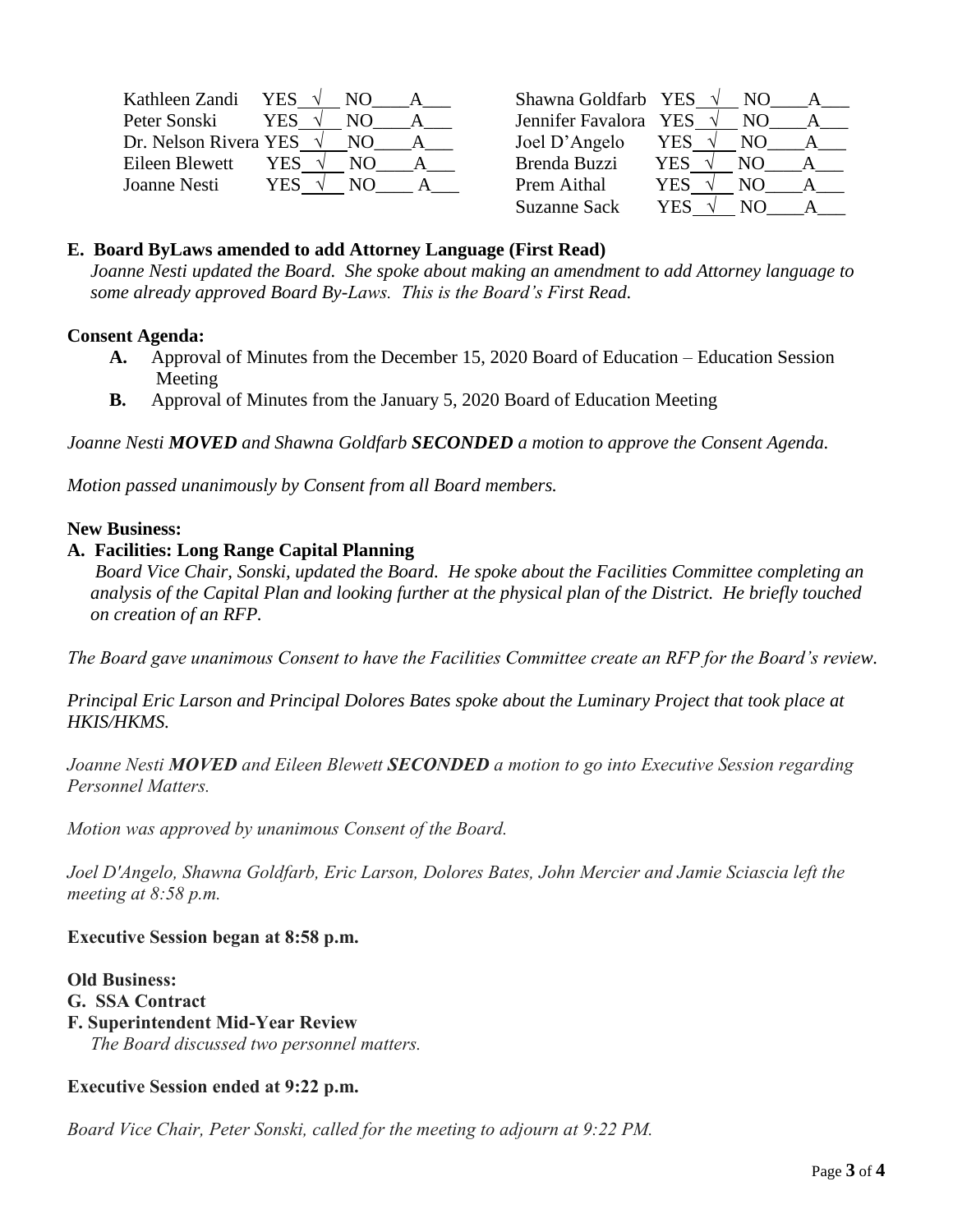| Kathleen Zandi | YES √ | NO___ | A___ |
| --- | --- | --- | --- |
| Peter Sonski | YES √ | NO___ | A___ |
| Dr. Nelson Rivera | YES √ | NO___ | A___ |
| Eileen Blewett | YES √ | NO___ | A___ |
| Joanne Nesti | YES √ | NO___ | A___ |
| Shawna Goldfarb | YES √ | NO___ | A___ |
| Jennifer Favalora | YES √ | NO___ | A___ |
| Joel D'Angelo | YES √ | NO___ | A___ |
| Brenda Buzzi | YES √ | NO___ | A___ |
| Prem Aithal | YES √ | NO___ | A___ |
| Suzanne Sack | YES √ | NO___ | A___ |

**E. Board ByLaws amended to add Attorney Language (First Read)**
*Joanne Nesti updated the Board. She spoke about making an amendment to add Attorney language to some already approved Board By-Laws. This is the Board's First Read.*

**Consent Agenda:**

- **A.** Approval of Minutes from the December 15, 2020 Board of Education – Education Session Meeting
- **B.** Approval of Minutes from the January 5, 2020 Board of Education Meeting

*Joanne Nesti **MOVED** and Shawna Goldfarb **SECONDED** a motion to approve the Consent Agenda.*

*Motion passed unanimously by Consent from all Board members.*

**New Business:**

**A. Facilities: Long Range Capital Planning**
*Board Vice Chair, Sonski, updated the Board. He spoke about the Facilities Committee completing an analysis of the Capital Plan and looking further at the physical plan of the District. He briefly touched on creation of an RFP.*

*The Board gave unanimous Consent to have the Facilities Committee create an RFP for the Board's review.*

*Principal Eric Larson and Principal Dolores Bates spoke about the Luminary Project that took place at HKIS/HKMS.*

*Joanne Nesti **MOVED** and Eileen Blewett **SECONDED** a motion to go into Executive Session regarding Personnel Matters.*

*Motion was approved by unanimous Consent of the Board.*

*Joel D'Angelo, Shawna Goldfarb, Eric Larson, Dolores Bates, John Mercier and Jamie Sciascia left the meeting at 8:58 p.m.*

**Executive Session began at 8:58 p.m.**

**Old Business:**

**G. SSA Contract**

**F. Superintendent Mid-Year Review**
*The Board discussed two personnel matters.*

**Executive Session ended at 9:22 p.m.**

*Board Vice Chair, Peter Sonski, called for the meeting to adjourn at 9:22 PM.*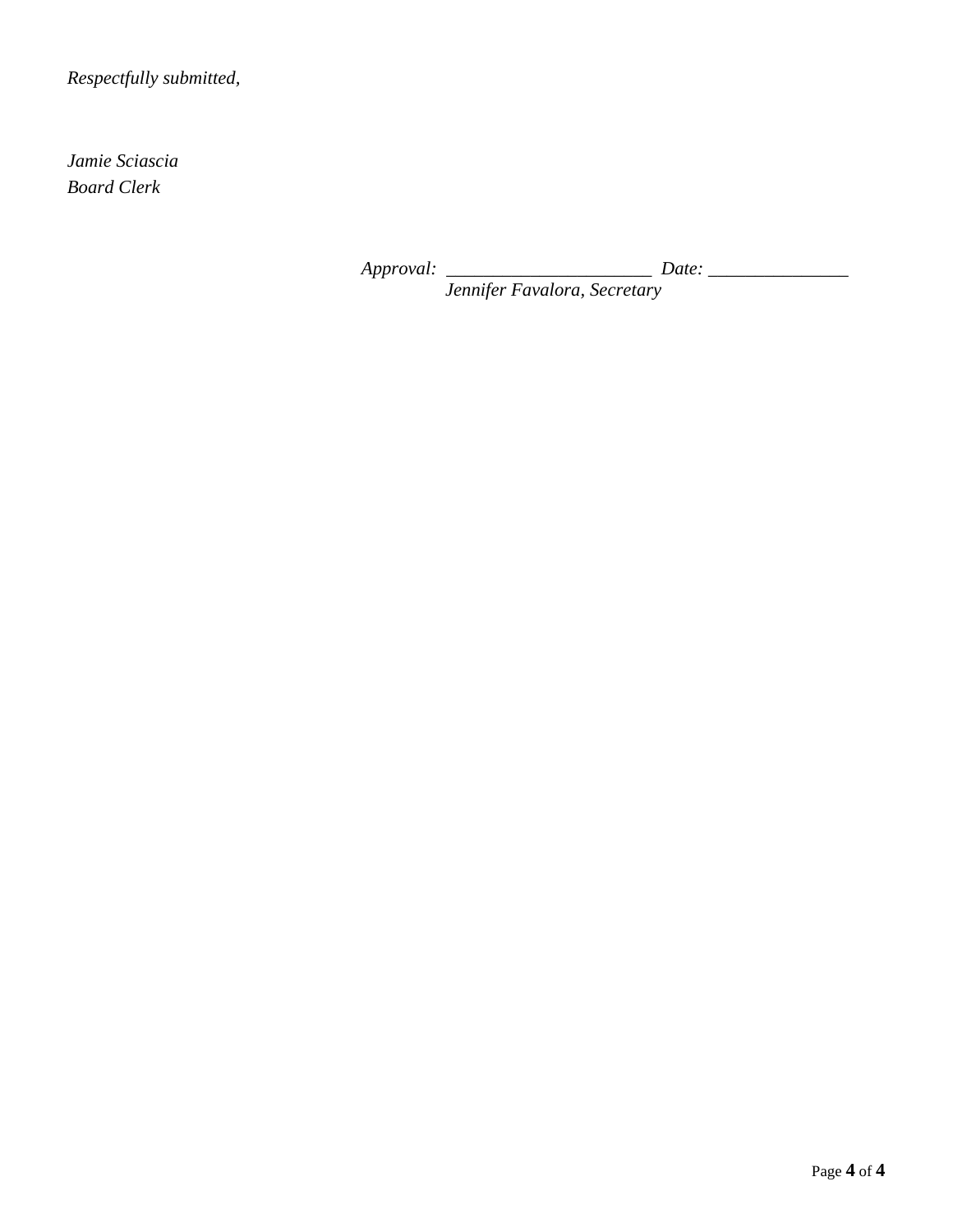*Respectfully submitted,*

*Jamie Sciascia*
*Board Clerk*

*Approval:* ______________________ *Date:* _______________
*Jennifer Favalora, Secretary*